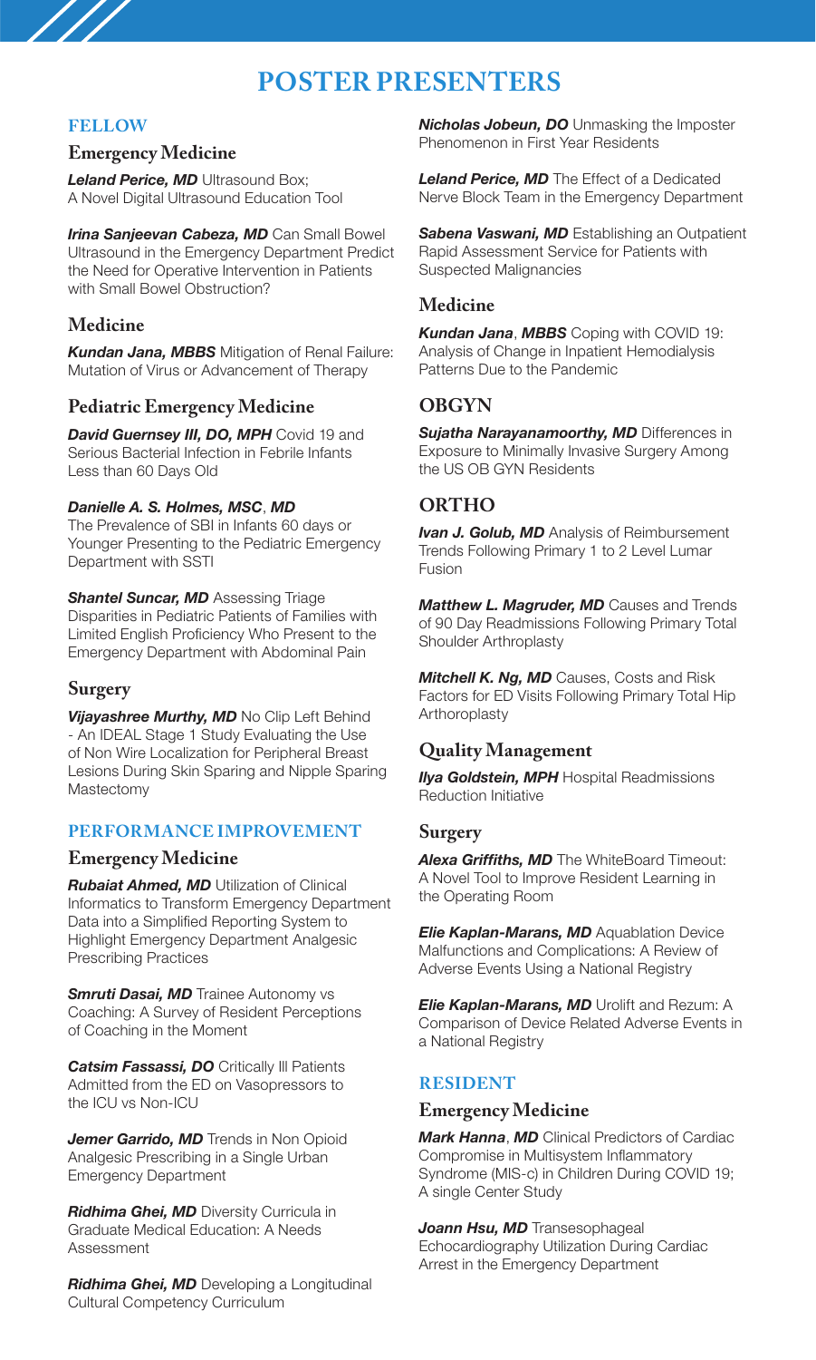# POSTER PRESENTERS

## FELLOW

### Emergency Medicine

***Leland Perice, MD*** Ultrasound Box; A Novel Digital Ultrasound Education Tool

***Irina Sanjeevan Cabeza, MD*** Can Small Bowel Ultrasound in the Emergency Department Predict the Need for Operative Intervention in Patients with Small Bowel Obstruction?

### Medicine

***Kundan Jana, MBBS*** Mitigation of Renal Failure: Mutation of Virus or Advancement of Therapy

### Pediatric Emergency Medicine

***David Guernsey III, DO, MPH*** Covid 19 and Serious Bacterial Infection in Febrile Infants Less than 60 Days Old

***Danielle A. S. Holmes, MSC, MD***
The Prevalence of SBI in Infants 60 days or Younger Presenting to the Pediatric Emergency Department with SSTI

***Shantel Suncar, MD*** Assessing Triage Disparities in Pediatric Patients of Families with Limited English Proficiency Who Present to the Emergency Department with Abdominal Pain

### Surgery

***Vijayashree Murthy, MD*** No Clip Left Behind - An IDEAL Stage 1 Study Evaluating the Use of Non Wire Localization for Peripheral Breast Lesions During Skin Sparing and Nipple Sparing Mastectomy

## PERFORMANCE IMPROVEMENT

### Emergency Medicine

***Rubaiat Ahmed, MD*** Utilization of Clinical Informatics to Transform Emergency Department Data into a Simplified Reporting System to Highlight Emergency Department Analgesic Prescribing Practices

***Smruti Dasai, MD*** Trainee Autonomy vs Coaching: A Survey of Resident Perceptions of Coaching in the Moment

***Catsim Fassassi, DO*** Critically Ill Patients Admitted from the ED on Vasopressors to the ICU vs Non-ICU

***Jemer Garrido, MD*** Trends in Non Opioid Analgesic Prescribing in a Single Urban Emergency Department

***Ridhima Ghei, MD*** Diversity Curricula in Graduate Medical Education: A Needs Assessment

***Ridhima Ghei, MD*** Developing a Longitudinal Cultural Competency Curriculum

***Nicholas Jobeun, DO*** Unmasking the Imposter Phenomenon in First Year Residents

***Leland Perice, MD*** The Effect of a Dedicated Nerve Block Team in the Emergency Department

***Sabena Vaswani, MD*** Establishing an Outpatient Rapid Assessment Service for Patients with Suspected Malignancies

### Medicine

***Kundan Jana, MBBS*** Coping with COVID 19: Analysis of Change in Inpatient Hemodialysis Patterns Due to the Pandemic

### OBGYN

***Sujatha Narayanamoorthy, MD*** Differences in Exposure to Minimally Invasive Surgery Among the US OB GYN Residents

### ORTHO

***Ivan J. Golub, MD*** Analysis of Reimbursement Trends Following Primary 1 to 2 Level Lumar Fusion

***Matthew L. Magruder, MD*** Causes and Trends of 90 Day Readmissions Following Primary Total Shoulder Arthroplasty

***Mitchell K. Ng, MD*** Causes, Costs and Risk Factors for ED Visits Following Primary Total Hip Arthoroplasty

### Quality Management

***Ilya Goldstein, MPH*** Hospital Readmissions Reduction Initiative

### Surgery

***Alexa Griffiths, MD*** The WhiteBoard Timeout: A Novel Tool to Improve Resident Learning in the Operating Room

***Elie Kaplan-Marans, MD*** Aquablation Device Malfunctions and Complications: A Review of Adverse Events Using a National Registry

***Elie Kaplan-Marans, MD*** Urolift and Rezum: A Comparison of Device Related Adverse Events in a National Registry

## RESIDENT

### Emergency Medicine

***Mark Hanna, MD*** Clinical Predictors of Cardiac Compromise in Multisystem Inflammatory Syndrome (MIS-c) in Children During COVID 19; A single Center Study

***Joann Hsu, MD*** Transesophageal Echocardiography Utilization During Cardiac Arrest in the Emergency Department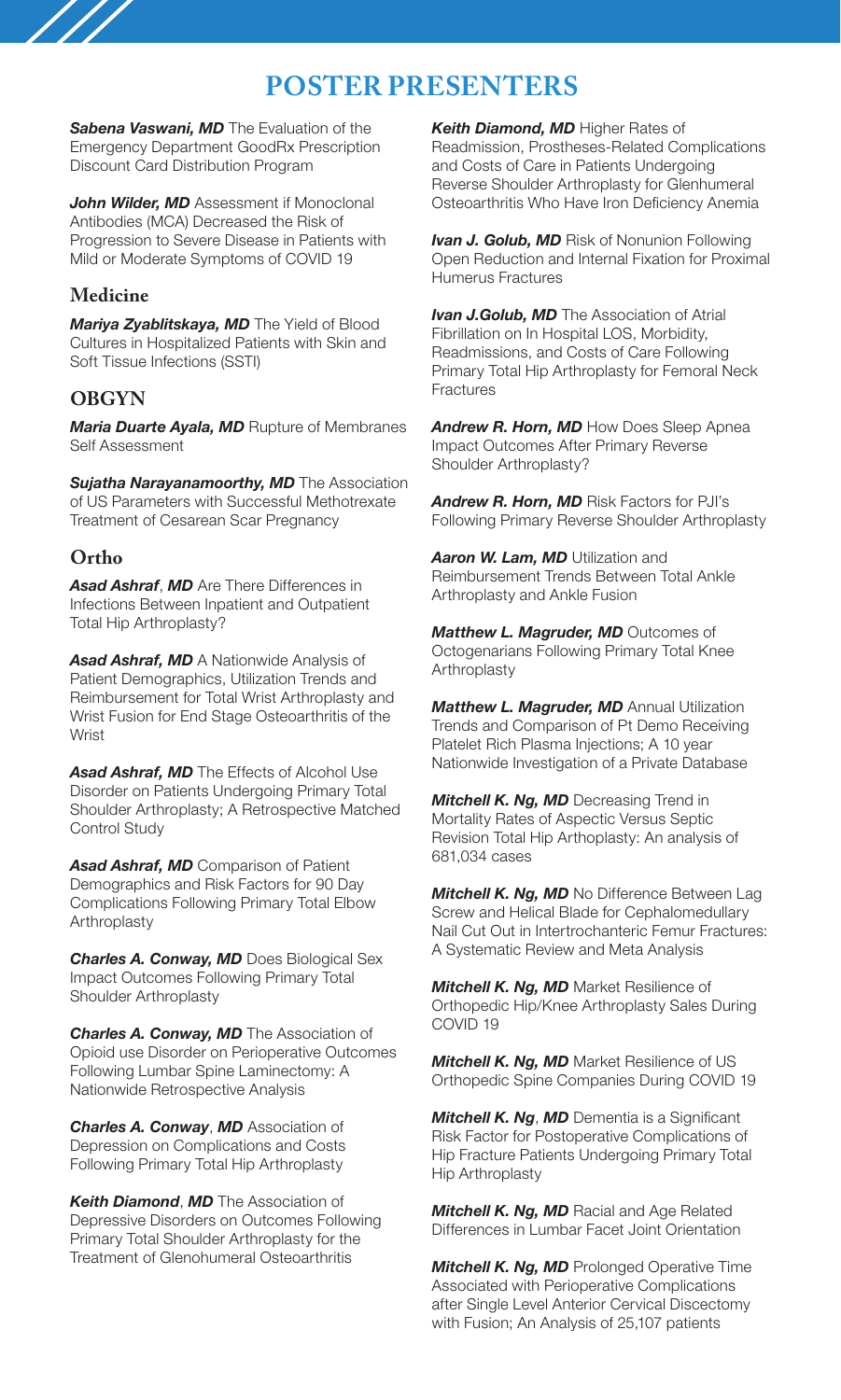# POSTER PRESENTERS

***Sabena Vaswani, MD*** The Evaluation of the Emergency Department GoodRx Prescription Discount Card Distribution Program

***John Wilder, MD*** Assessment if Monoclonal Antibodies (MCA) Decreased the Risk of Progression to Severe Disease in Patients with Mild or Moderate Symptoms of COVID 19

## Medicine

***Mariya Zyablitskaya, MD*** The Yield of Blood Cultures in Hospitalized Patients with Skin and Soft Tissue Infections (SSTI)

## OBGYN

***Maria Duarte Ayala, MD*** Rupture of Membranes Self Assessment

***Sujatha Narayanamoorthy, MD*** The Association of US Parameters with Successful Methotrexate Treatment of Cesarean Scar Pregnancy

## Ortho

***Asad Ashraf, MD*** Are There Differences in Infections Between Inpatient and Outpatient Total Hip Arthroplasty?

***Asad Ashraf, MD*** A Nationwide Analysis of Patient Demographics, Utilization Trends and Reimbursement for Total Wrist Arthroplasty and Wrist Fusion for End Stage Osteoarthritis of the Wrist

***Asad Ashraf, MD*** The Effects of Alcohol Use Disorder on Patients Undergoing Primary Total Shoulder Arthroplasty; A Retrospective Matched Control Study

***Asad Ashraf, MD*** Comparison of Patient Demographics and Risk Factors for 90 Day Complications Following Primary Total Elbow Arthroplasty

***Charles A. Conway, MD*** Does Biological Sex Impact Outcomes Following Primary Total Shoulder Arthroplasty

***Charles A. Conway, MD*** The Association of Opioid use Disorder on Perioperative Outcomes Following Lumbar Spine Laminectomy: A Nationwide Retrospective Analysis

***Charles A. Conway, MD*** Association of Depression on Complications and Costs Following Primary Total Hip Arthroplasty

***Keith Diamond, MD*** The Association of Depressive Disorders on Outcomes Following Primary Total Shoulder Arthroplasty for the Treatment of Glenohumeral Osteoarthritis

***Keith Diamond, MD*** Higher Rates of Readmission, Prostheses-Related Complications and Costs of Care in Patients Undergoing Reverse Shoulder Arthroplasty for Glenhumeral Osteoarthritis Who Have Iron Deficiency Anemia

***Ivan J. Golub, MD*** Risk of Nonunion Following Open Reduction and Internal Fixation for Proximal Humerus Fractures

***Ivan J.Golub, MD*** The Association of Atrial Fibrillation on In Hospital LOS, Morbidity, Readmissions, and Costs of Care Following Primary Total Hip Arthroplasty for Femoral Neck Fractures

***Andrew R. Horn, MD*** How Does Sleep Apnea Impact Outcomes After Primary Reverse Shoulder Arthroplasty?

***Andrew R. Horn, MD*** Risk Factors for PJI's Following Primary Reverse Shoulder Arthroplasty

***Aaron W. Lam, MD*** Utilization and Reimbursement Trends Between Total Ankle Arthroplasty and Ankle Fusion

***Matthew L. Magruder, MD*** Outcomes of Octogenarians Following Primary Total Knee Arthroplasty

***Matthew L. Magruder, MD*** Annual Utilization Trends and Comparison of Pt Demo Receiving Platelet Rich Plasma Injections; A 10 year Nationwide Investigation of a Private Database

***Mitchell K. Ng, MD*** Decreasing Trend in Mortality Rates of Aspectic Versus Septic Revision Total Hip Arthoplasty: An analysis of 681,034 cases

***Mitchell K. Ng, MD*** No Difference Between Lag Screw and Helical Blade for Cephalomedullary Nail Cut Out in Intertrochanteric Femur Fractures: A Systematic Review and Meta Analysis

***Mitchell K. Ng, MD*** Market Resilience of Orthopedic Hip/Knee Arthroplasty Sales During COVID 19

***Mitchell K. Ng, MD*** Market Resilience of US Orthopedic Spine Companies During COVID 19

***Mitchell K. Ng, MD*** Dementia is a Significant Risk Factor for Postoperative Complications of Hip Fracture Patients Undergoing Primary Total Hip Arthroplasty

***Mitchell K. Ng, MD*** Racial and Age Related Differences in Lumbar Facet Joint Orientation

***Mitchell K. Ng, MD*** Prolonged Operative Time Associated with Perioperative Complications after Single Level Anterior Cervical Discectomy with Fusion; An Analysis of 25,107 patients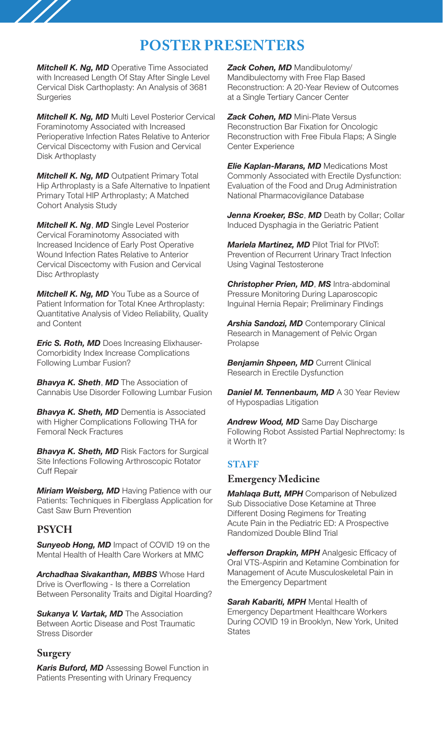# POSTER PRESENTERS

***Mitchell K. Ng, MD*** Operative Time Associated with Increased Length Of Stay After Single Level Cervical Disk Carthoplasty: An Analysis of 3681 Surgeries

***Mitchell K. Ng, MD*** Multi Level Posterior Cervical Foraminotomy Associated with Increased Perioperative Infection Rates Relative to Anterior Cervical Discectomy with Fusion and Cervical Disk Arthoplasty

***Mitchell K. Ng, MD*** Outpatient Primary Total Hip Arthroplasty is a Safe Alternative to Inpatient Primary Total HIP Arthroplasty; A Matched Cohort Analysis Study

***Mitchell K. Ng*, *MD*** Single Level Posterior Cervical Foraminotomy Associated with Increased Incidence of Early Post Operative Wound Infection Rates Relative to Anterior Cervical Discectomy with Fusion and Cervical Disc Arthroplasty

***Mitchell K. Ng, MD*** You Tube as a Source of Patient Information for Total Knee Arthroplasty: Quantitative Analysis of Video Reliability, Quality and Content

***Eric S. Roth, MD*** Does Increasing Elixhauser-Comorbidity Index Increase Complications Following Lumbar Fusion?

***Bhavya K. Sheth*, *MD*** The Association of Cannabis Use Disorder Following Lumbar Fusion

***Bhavya K. Sheth, MD*** Dementia is Associated with Higher Complications Following THA for Femoral Neck Fractures

***Bhavya K. Sheth, MD*** Risk Factors for Surgical Site Infections Following Arthroscopic Rotator Cuff Repair

***Miriam Weisberg, MD*** Having Patience with our Patients: Techniques in Fiberglass Application for Cast Saw Burn Prevention

## PSYCH

***Sunyeob Hong, MD*** Impact of COVID 19 on the Mental Health of Health Care Workers at MMC

***Archadhaa Sivakanthan, MBBS*** Whose Hard Drive is Overflowing - Is there a Correlation Between Personality Traits and Digital Hoarding?

***Sukanya V. Vartak, MD*** The Association Between Aortic Disease and Post Traumatic Stress Disorder

## Surgery

***Karis Buford, MD*** Assessing Bowel Function in Patients Presenting with Urinary Frequency

***Zack Cohen, MD*** Mandibulotomy/ Mandibulectomy with Free Flap Based Reconstruction: A 20-Year Review of Outcomes at a Single Tertiary Cancer Center

***Zack Cohen, MD*** Mini-Plate Versus Reconstruction Bar Fixation for Oncologic Reconstruction with Free Fibula Flaps; A Single Center Experience

***Elie Kaplan-Marans, MD*** Medications Most Commonly Associated with Erectile Dysfunction: Evaluation of the Food and Drug Administration National Pharmacovigilance Database

***Jenna Kroeker, BSc*, *MD*** Death by Collar; Collar Induced Dysphagia in the Geriatric Patient

***Mariela Martinez, MD*** Pilot Trial for PIVoT: Prevention of Recurrent Urinary Tract Infection Using Vaginal Testosterone

***Christopher Prien, MD*, *MS*** Intra-abdominal Pressure Monitoring During Laparoscopic Inguinal Hernia Repair; Preliminary Findings

***Arshia Sandozi, MD*** Contemporary Clinical Research in Management of Pelvic Organ Prolapse

***Benjamin Shpeen, MD*** Current Clinical Research in Erectile Dysfunction

***Daniel M. Tennenbaum, MD*** A 30 Year Review of Hypospadias Litigation

***Andrew Wood, MD*** Same Day Discharge Following Robot Assisted Partial Nephrectomy: Is it Worth It?

## STAFF

### Emergency Medicine

***Mahlaqa Butt, MPH*** Comparison of Nebulized Sub Dissociative Dose Ketamine at Three Different Dosing Regimens for Treating Acute Pain in the Pediatric ED: A Prospective Randomized Double Blind Trial

***Jefferson Drapkin, MPH*** Analgesic Efficacy of Oral VTS-Aspirin and Ketamine Combination for Management of Acute Musculoskeletal Pain in the Emergency Department

***Sarah Kabariti, MPH*** Mental Health of Emergency Department Healthcare Workers During COVID 19 in Brooklyn, New York, United States